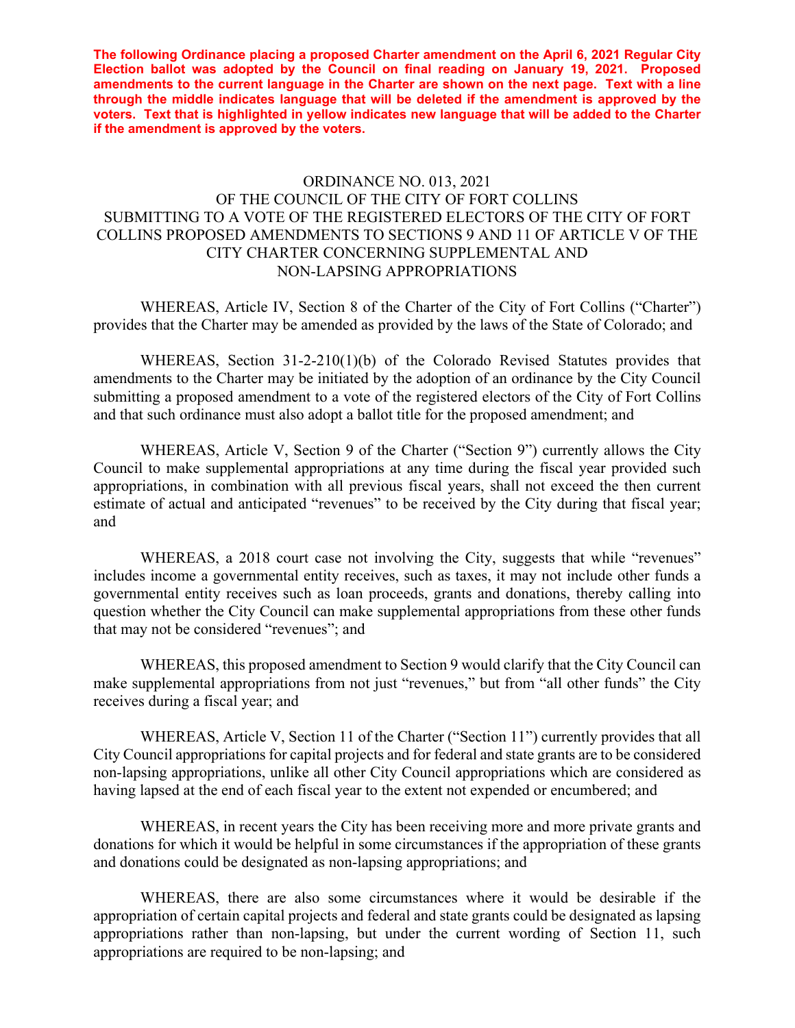**The following Ordinance placing a proposed Charter amendment on the April 6, 2021 Regular City Election ballot was adopted by the Council on final reading on January 19, 2021. Proposed amendments to the current language in the Charter are shown on the next page. Text with a line through the middle indicates language that will be deleted if the amendment is approved by the voters. Text that is highlighted in yellow indicates new language that will be added to the Charter if the amendment is approved by the voters.**

# ORDINANCE NO. 013, 2021
## OF THE COUNCIL OF THE CITY OF FORT COLLINS
## SUBMITTING TO A VOTE OF THE REGISTERED ELECTORS OF THE CITY OF FORT COLLINS PROPOSED AMENDMENTS TO SECTIONS 9 AND 11 OF ARTICLE V OF THE CITY CHARTER CONCERNING SUPPLEMENTAL AND NON-LAPSING APPROPRIATIONS

WHEREAS, Article IV, Section 8 of the Charter of the City of Fort Collins ("Charter") provides that the Charter may be amended as provided by the laws of the State of Colorado; and

WHEREAS, Section 31-2-210(1)(b) of the Colorado Revised Statutes provides that amendments to the Charter may be initiated by the adoption of an ordinance by the City Council submitting a proposed amendment to a vote of the registered electors of the City of Fort Collins and that such ordinance must also adopt a ballot title for the proposed amendment; and

WHEREAS, Article V, Section 9 of the Charter ("Section 9") currently allows the City Council to make supplemental appropriations at any time during the fiscal year provided such appropriations, in combination with all previous fiscal years, shall not exceed the then current estimate of actual and anticipated "revenues" to be received by the City during that fiscal year; and

WHEREAS, a 2018 court case not involving the City, suggests that while "revenues" includes income a governmental entity receives, such as taxes, it may not include other funds a governmental entity receives such as loan proceeds, grants and donations, thereby calling into question whether the City Council can make supplemental appropriations from these other funds that may not be considered "revenues"; and

WHEREAS, this proposed amendment to Section 9 would clarify that the City Council can make supplemental appropriations from not just "revenues," but from "all other funds" the City receives during a fiscal year; and

WHEREAS, Article V, Section 11 of the Charter ("Section 11") currently provides that all City Council appropriations for capital projects and for federal and state grants are to be considered non-lapsing appropriations, unlike all other City Council appropriations which are considered as having lapsed at the end of each fiscal year to the extent not expended or encumbered; and

WHEREAS, in recent years the City has been receiving more and more private grants and donations for which it would be helpful in some circumstances if the appropriation of these grants and donations could be designated as non-lapsing appropriations; and

WHEREAS, there are also some circumstances where it would be desirable if the appropriation of certain capital projects and federal and state grants could be designated as lapsing appropriations rather than non-lapsing, but under the current wording of Section 11, such appropriations are required to be non-lapsing; and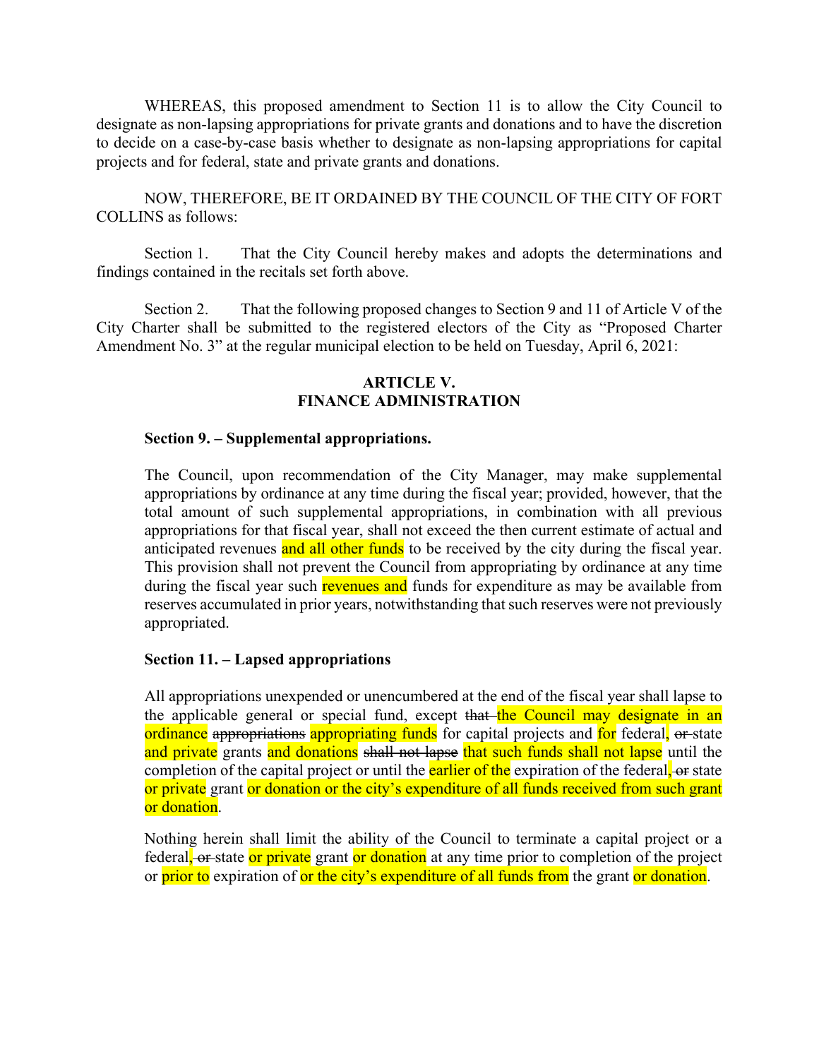WHEREAS, this proposed amendment to Section 11 is to allow the City Council to designate as non-lapsing appropriations for private grants and donations and to have the discretion to decide on a case-by-case basis whether to designate as non-lapsing appropriations for capital projects and for federal, state and private grants and donations.

NOW, THEREFORE, BE IT ORDAINED BY THE COUNCIL OF THE CITY OF FORT COLLINS as follows:

Section 1. That the City Council hereby makes and adopts the determinations and findings contained in the recitals set forth above.

Section 2. That the following proposed changes to Section 9 and 11 of Article V of the City Charter shall be submitted to the registered electors of the City as "Proposed Charter Amendment No. 3" at the regular municipal election to be held on Tuesday, April 6, 2021:

## ARTICLE V.
## FINANCE ADMINISTRATION

**Section 9. – Supplemental appropriations.**

The Council, upon recommendation of the City Manager, may make supplemental appropriations by ordinance at any time during the fiscal year; provided, however, that the total amount of such supplemental appropriations, in combination with all previous appropriations for that fiscal year, shall not exceed the then current estimate of actual and anticipated revenues and all other funds to be received by the city during the fiscal year. This provision shall not prevent the Council from appropriating by ordinance at any time during the fiscal year such revenues and funds for expenditure as may be available from reserves accumulated in prior years, notwithstanding that such reserves were not previously appropriated.

**Section 11. – Lapsed appropriations**

All appropriations unexpended or unencumbered at the end of the fiscal year shall lapse to the applicable general or special fund, except ~~that~~ the Council may designate in an ordinance ~~appropriations~~ appropriating funds for capital projects and for federal, ~~or~~ state and private grants and donations ~~shall not lapse~~ that such funds shall not lapse until the completion of the capital project or until the earlier of the expiration of the federal, ~~or~~ state or private grant or donation or the city's expenditure of all funds received from such grant or donation.

Nothing herein shall limit the ability of the Council to terminate a capital project or a federal, ~~or~~ state or private grant or donation at any time prior to completion of the project or prior to expiration of or the city's expenditure of all funds from the grant or donation.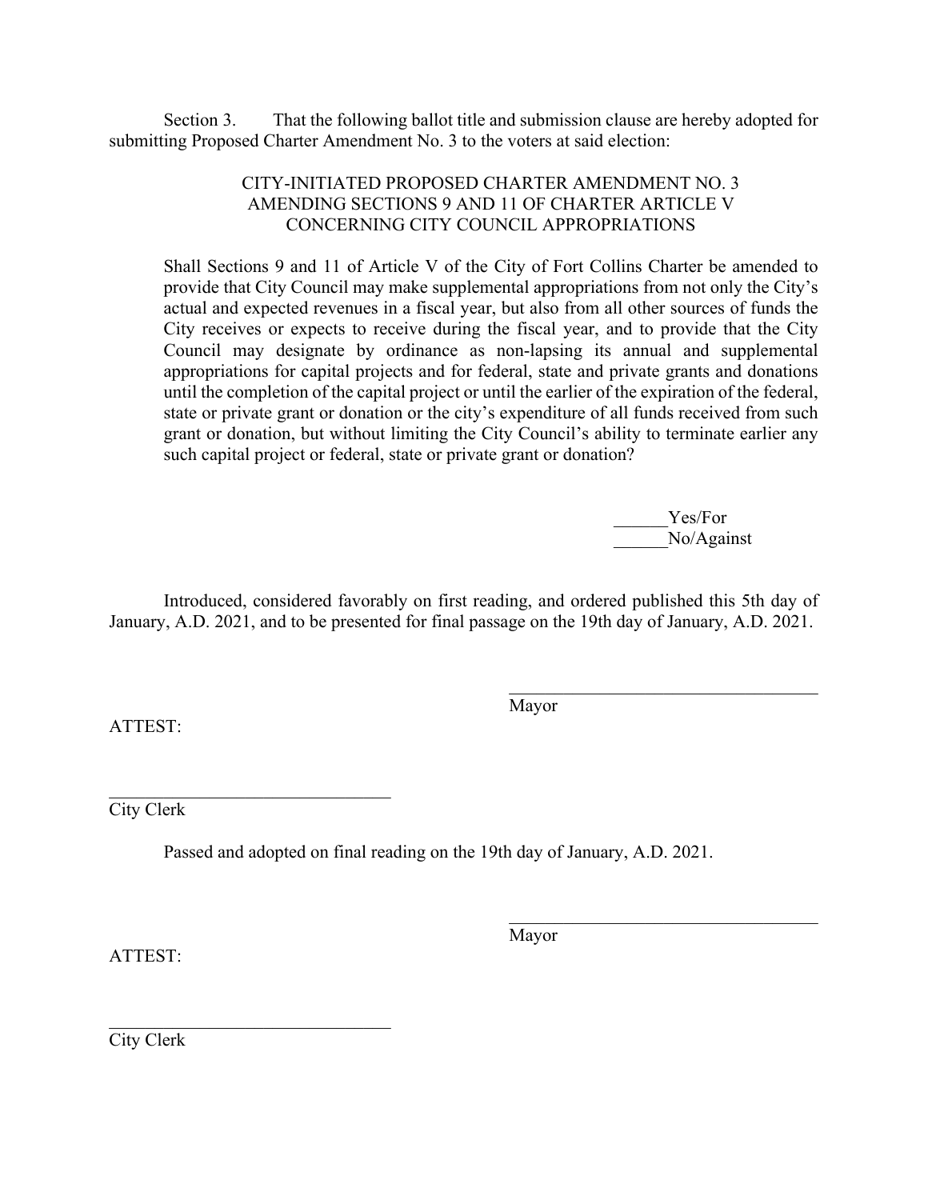Section 3. That the following ballot title and submission clause are hereby adopted for submitting Proposed Charter Amendment No. 3 to the voters at said election:

CITY-INITIATED PROPOSED CHARTER AMENDMENT NO. 3
AMENDING SECTIONS 9 AND 11 OF CHARTER ARTICLE V
CONCERNING CITY COUNCIL APPROPRIATIONS

Shall Sections 9 and 11 of Article V of the City of Fort Collins Charter be amended to provide that City Council may make supplemental appropriations from not only the City's actual and expected revenues in a fiscal year, but also from all other sources of funds the City receives or expects to receive during the fiscal year, and to provide that the City Council may designate by ordinance as non-lapsing its annual and supplemental appropriations for capital projects and for federal, state and private grants and donations until the completion of the capital project or until the earlier of the expiration of the federal, state or private grant or donation or the city's expenditure of all funds received from such grant or donation, but without limiting the City Council's ability to terminate earlier any such capital project or federal, state or private grant or donation?

______Yes/For
______No/Against

Introduced, considered favorably on first reading, and ordered published this 5th day of January, A.D. 2021, and to be presented for final passage on the 19th day of January, A.D. 2021.

____________________________________
Mayor

ATTEST:

________________________________
City Clerk

Passed and adopted on final reading on the 19th day of January, A.D. 2021.

____________________________________
Mayor

ATTEST:

________________________________
City Clerk